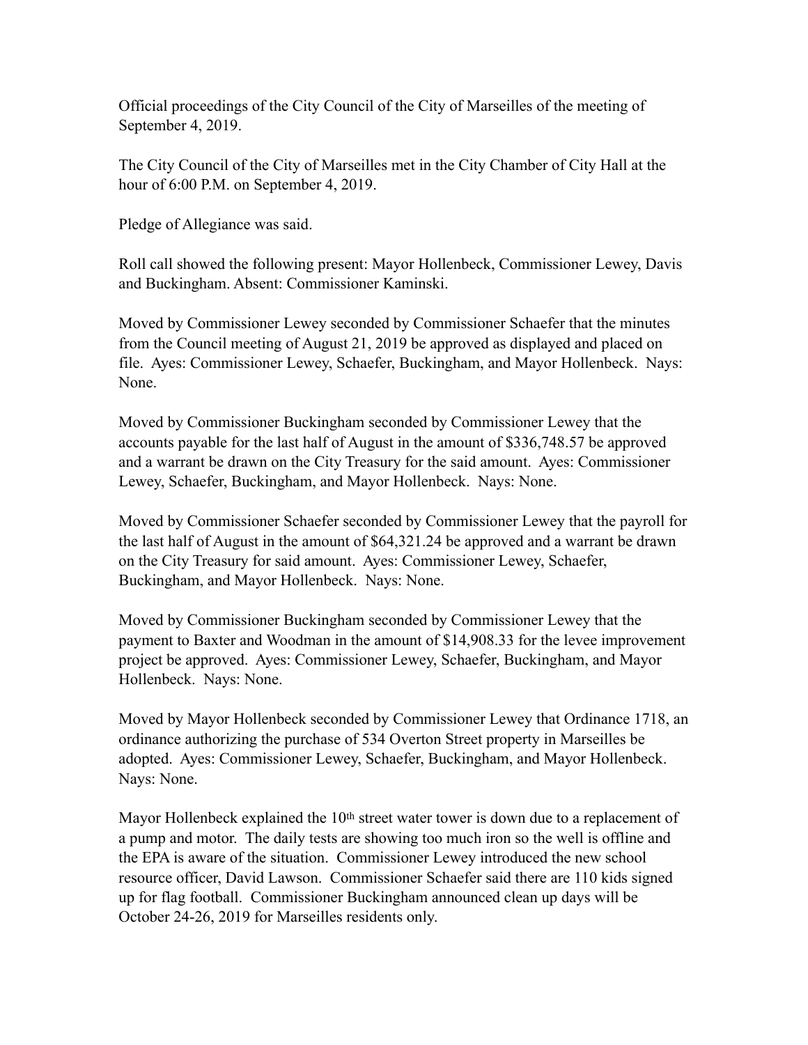Official proceedings of the City Council of the City of Marseilles of the meeting of September 4, 2019.

The City Council of the City of Marseilles met in the City Chamber of City Hall at the hour of 6:00 P.M. on September 4, 2019.

Pledge of Allegiance was said.

Roll call showed the following present: Mayor Hollenbeck, Commissioner Lewey, Davis and Buckingham. Absent: Commissioner Kaminski.

Moved by Commissioner Lewey seconded by Commissioner Schaefer that the minutes from the Council meeting of August 21, 2019 be approved as displayed and placed on file. Ayes: Commissioner Lewey, Schaefer, Buckingham, and Mayor Hollenbeck. Nays: None.

Moved by Commissioner Buckingham seconded by Commissioner Lewey that the accounts payable for the last half of August in the amount of $336,748.57 be approved and a warrant be drawn on the City Treasury for the said amount. Ayes: Commissioner Lewey, Schaefer, Buckingham, and Mayor Hollenbeck. Nays: None.

Moved by Commissioner Schaefer seconded by Commissioner Lewey that the payroll for the last half of August in the amount of $64,321.24 be approved and a warrant be drawn on the City Treasury for said amount. Ayes: Commissioner Lewey, Schaefer, Buckingham, and Mayor Hollenbeck. Nays: None.

Moved by Commissioner Buckingham seconded by Commissioner Lewey that the payment to Baxter and Woodman in the amount of $14,908.33 for the levee improvement project be approved. Ayes: Commissioner Lewey, Schaefer, Buckingham, and Mayor Hollenbeck. Nays: None.

Moved by Mayor Hollenbeck seconded by Commissioner Lewey that Ordinance 1718, an ordinance authorizing the purchase of 534 Overton Street property in Marseilles be adopted. Ayes: Commissioner Lewey, Schaefer, Buckingham, and Mayor Hollenbeck. Nays: None.

Mayor Hollenbeck explained the 10th street water tower is down due to a replacement of a pump and motor. The daily tests are showing too much iron so the well is offline and the EPA is aware of the situation. Commissioner Lewey introduced the new school resource officer, David Lawson. Commissioner Schaefer said there are 110 kids signed up for flag football. Commissioner Buckingham announced clean up days will be October 24-26, 2019 for Marseilles residents only.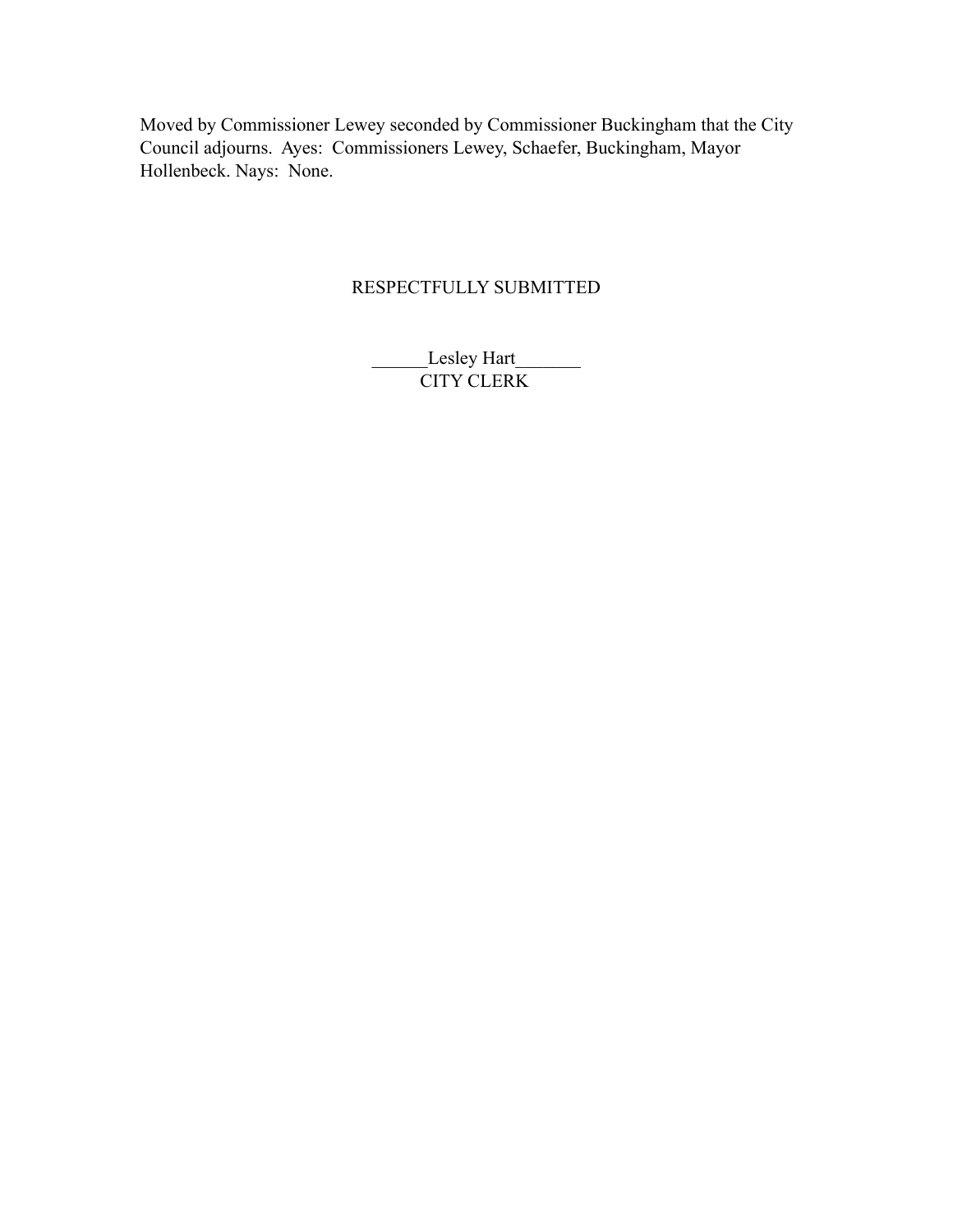Moved by Commissioner Lewey seconded by Commissioner Buckingham that the City Council adjourns. Ayes: Commissioners Lewey, Schaefer, Buckingham, Mayor Hollenbeck. Nays: None.

RESPECTFULLY SUBMITTED

______Lesley Hart_______
CITY CLERK